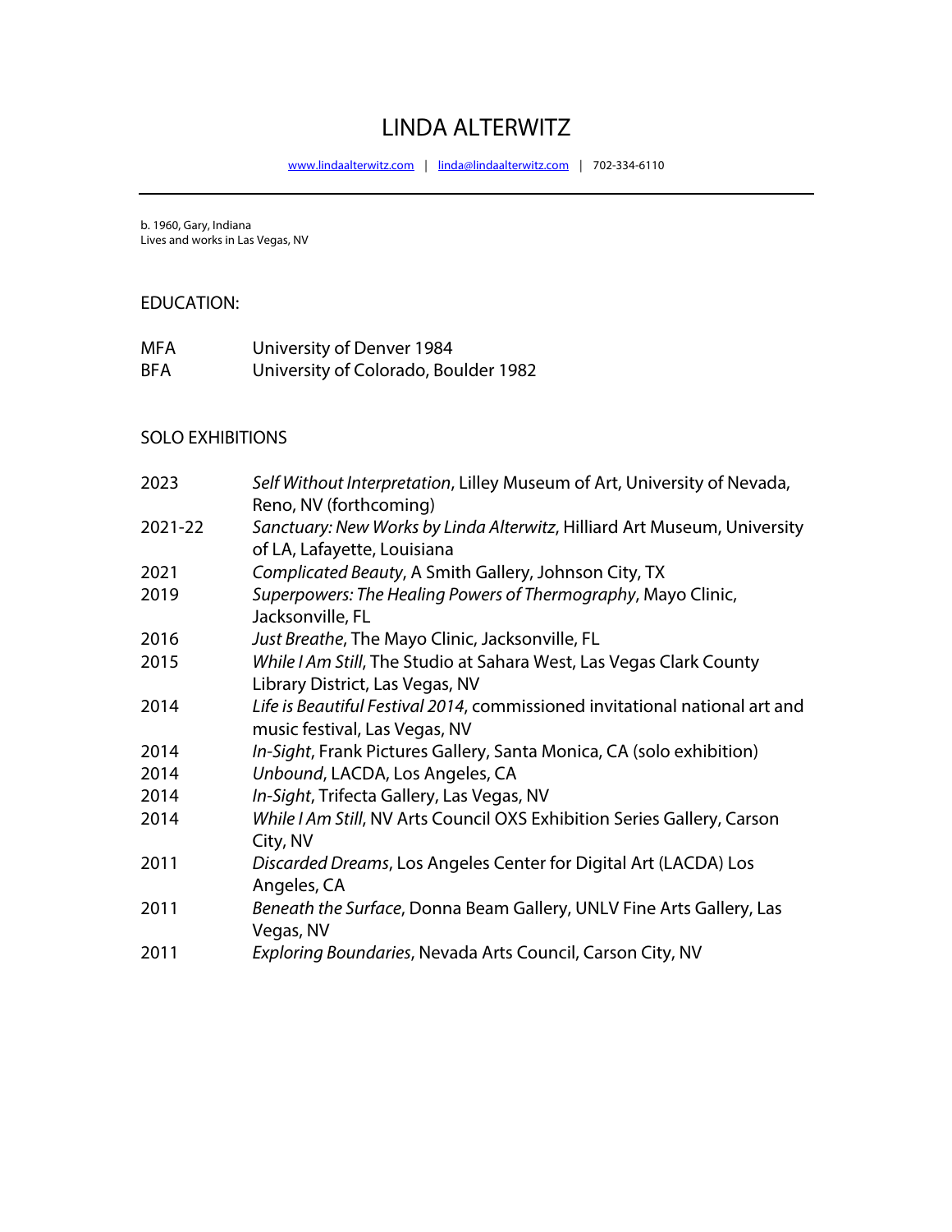# LINDA ALTERWITZ

www.lindaalterwitz.com | linda@lindaalterwitz.com | 702-334-6110

---

b. 1960, Gary, Indiana
Lives and works in Las Vegas, NV

## EDUCATION:

| | |
|---|---|
| MFA | University of Denver 1984 |
| BFA | University of Colorado, Boulder 1982 |

## SOLO EXHIBITIONS

| | |
|---|---|
| 2023 | *Self Without Interpretation*, Lilley Museum of Art, University of Nevada, Reno, NV (forthcoming) |
| 2021-22 | *Sanctuary: New Works by Linda Alterwitz*, Hilliard Art Museum, University of LA, Lafayette, Louisiana |
| 2021 | *Complicated Beauty*, A Smith Gallery, Johnson City, TX |
| 2019 | *Superpowers: The Healing Powers of Thermography*, Mayo Clinic, Jacksonville, FL |
| 2016 | *Just Breathe*, The Mayo Clinic, Jacksonville, FL |
| 2015 | *While I Am Still*, The Studio at Sahara West, Las Vegas Clark County Library District, Las Vegas, NV |
| 2014 | *Life is Beautiful Festival 2014*, commissioned invitational national art and music festival, Las Vegas, NV |
| 2014 | *In-Sight*, Frank Pictures Gallery, Santa Monica, CA (solo exhibition) |
| 2014 | *Unbound*, LACDA, Los Angeles, CA |
| 2014 | *In-Sight*, Trifecta Gallery, Las Vegas, NV |
| 2014 | *While I Am Still*, NV Arts Council OXS Exhibition Series Gallery, Carson City, NV |
| 2011 | *Discarded Dreams*, Los Angeles Center for Digital Art (LACDA) Los Angeles, CA |
| 2011 | *Beneath the Surface*, Donna Beam Gallery, UNLV Fine Arts Gallery, Las Vegas, NV |
| 2011 | *Exploring Boundaries*, Nevada Arts Council, Carson City, NV |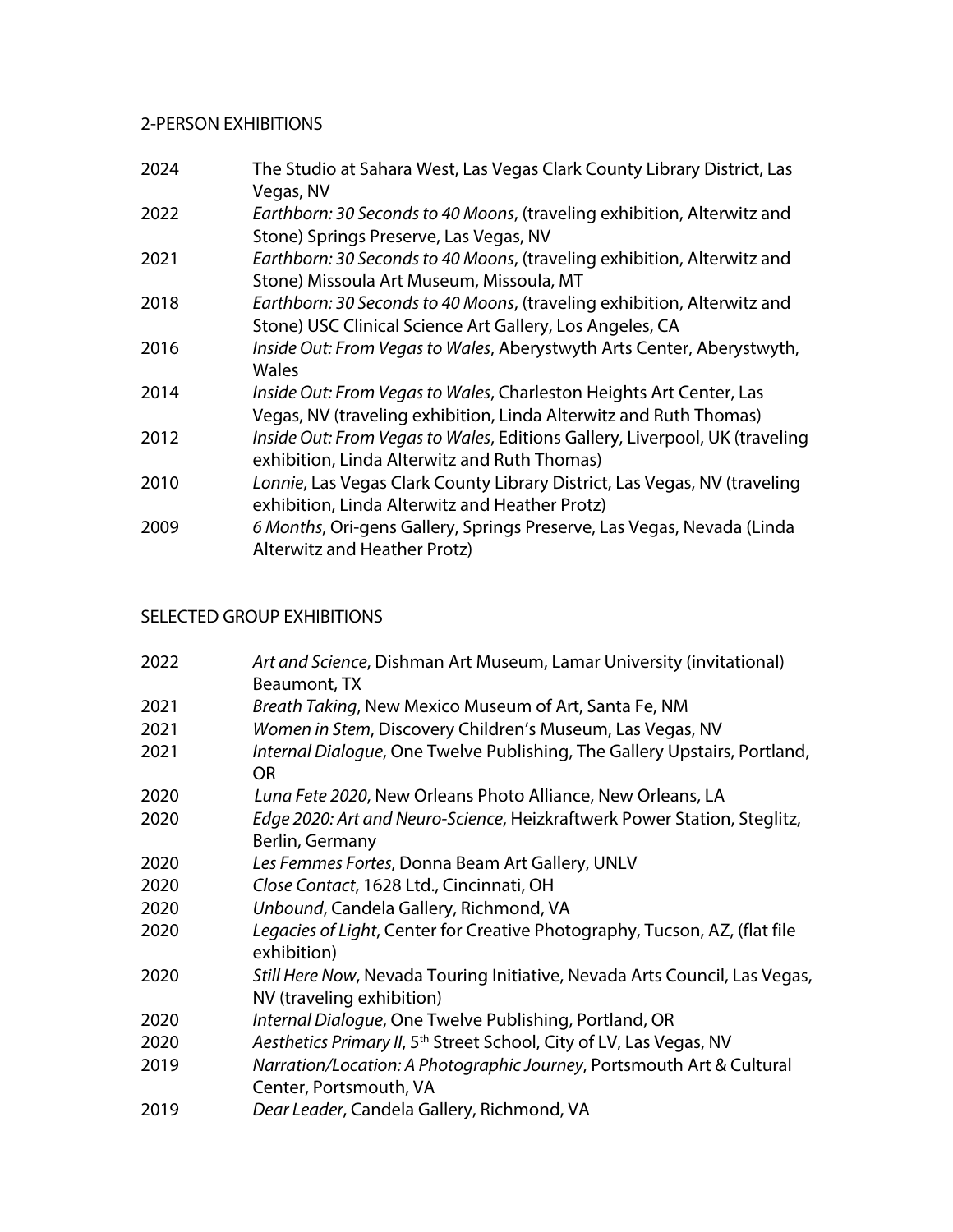## 2-PERSON EXHIBITIONS

2024 The Studio at Sahara West, Las Vegas Clark County Library District, Las Vegas, NV

2022 *Earthborn: 30 Seconds to 40 Moons*, (traveling exhibition, Alterwitz and Stone) Springs Preserve, Las Vegas, NV

2021 *Earthborn: 30 Seconds to 40 Moons*, (traveling exhibition, Alterwitz and Stone) Missoula Art Museum, Missoula, MT

2018 *Earthborn: 30 Seconds to 40 Moons*, (traveling exhibition, Alterwitz and Stone) USC Clinical Science Art Gallery, Los Angeles, CA

2016 *Inside Out: From Vegas to Wales*, Aberystwyth Arts Center, Aberystwyth, Wales

2014 *Inside Out: From Vegas to Wales*, Charleston Heights Art Center, Las Vegas, NV (traveling exhibition, Linda Alterwitz and Ruth Thomas)

2012 *Inside Out: From Vegas to Wales*, Editions Gallery, Liverpool, UK (traveling exhibition, Linda Alterwitz and Ruth Thomas)

2010 *Lonnie*, Las Vegas Clark County Library District, Las Vegas, NV (traveling exhibition, Linda Alterwitz and Heather Protz)

2009 *6 Months*, Ori-gens Gallery, Springs Preserve, Las Vegas, Nevada (Linda Alterwitz and Heather Protz)

## SELECTED GROUP EXHIBITIONS

2022 *Art and Science*, Dishman Art Museum, Lamar University (invitational) Beaumont, TX

2021 *Breath Taking*, New Mexico Museum of Art, Santa Fe, NM

2021 *Women in Stem*, Discovery Children's Museum, Las Vegas, NV

2021 *Internal Dialogue*, One Twelve Publishing, The Gallery Upstairs, Portland, OR

2020 *Luna Fete 2020*, New Orleans Photo Alliance, New Orleans, LA

2020 *Edge 2020: Art and Neuro-Science*, Heizkraftwerk Power Station, Steglitz, Berlin, Germany

2020 *Les Femmes Fortes*, Donna Beam Art Gallery, UNLV

2020 *Close Contact*, 1628 Ltd., Cincinnati, OH

2020 *Unbound*, Candela Gallery, Richmond, VA

2020 *Legacies of Light*, Center for Creative Photography, Tucson, AZ, (flat file exhibition)

2020 *Still Here Now*, Nevada Touring Initiative, Nevada Arts Council, Las Vegas, NV (traveling exhibition)

2020 *Internal Dialogue*, One Twelve Publishing, Portland, OR

2020 *Aesthetics Primary II*, 5th Street School, City of LV, Las Vegas, NV

2019 *Narration/Location: A Photographic Journey*, Portsmouth Art & Cultural Center, Portsmouth, VA

2019 *Dear Leader*, Candela Gallery, Richmond, VA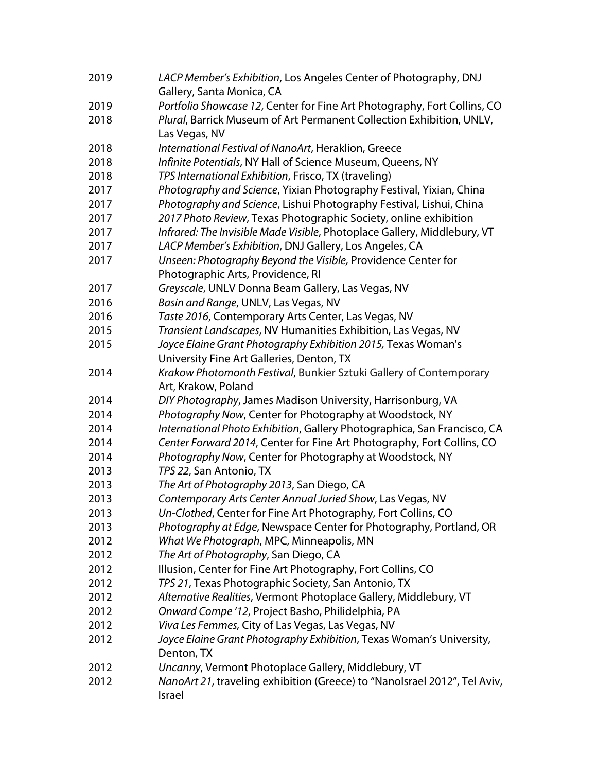2019 *LACP Member's Exhibition*, Los Angeles Center of Photography, DNJ Gallery, Santa Monica, CA
2019 *Portfolio Showcase 12*, Center for Fine Art Photography, Fort Collins, CO
2018 *Plural*, Barrick Museum of Art Permanent Collection Exhibition, UNLV, Las Vegas, NV
2018 *International Festival of NanoArt*, Heraklion, Greece
2018 *Infinite Potentials*, NY Hall of Science Museum, Queens, NY
2018 *TPS International Exhibition*, Frisco, TX (traveling)
2017 *Photography and Science*, Yixian Photography Festival, Yixian, China
2017 *Photography and Science*, Lishui Photography Festival, Lishui, China
2017 *2017 Photo Review*, Texas Photographic Society, online exhibition
2017 *Infrared: The Invisible Made Visible*, Photoplace Gallery, Middlebury, VT
2017 *LACP Member's Exhibition*, DNJ Gallery, Los Angeles, CA
2017 *Unseen: Photography Beyond the Visible,* Providence Center for Photographic Arts, Providence, RI
2017 *Greyscale*, UNLV Donna Beam Gallery, Las Vegas, NV
2016 *Basin and Range*, UNLV, Las Vegas, NV
2016 *Taste 2016*, Contemporary Arts Center, Las Vegas, NV
2015 *Transient Landscapes*, NV Humanities Exhibition, Las Vegas, NV
2015 *Joyce Elaine Grant Photography Exhibition 2015,* Texas Woman's University Fine Art Galleries, Denton, TX
2014 *Krakow Photomonth Festival*, Bunkier Sztuki Gallery of Contemporary Art, Krakow, Poland
2014 *DIY Photography*, James Madison University, Harrisonburg, VA
2014 *Photography Now*, Center for Photography at Woodstock, NY
2014 *International Photo Exhibition*, Gallery Photographica, San Francisco, CA
2014 *Center Forward 2014*, Center for Fine Art Photography, Fort Collins, CO
2014 *Photography Now*, Center for Photography at Woodstock, NY
2013 *TPS 22*, San Antonio, TX
2013 *The Art of Photography 2013*, San Diego, CA
2013 *Contemporary Arts Center Annual Juried Show*, Las Vegas, NV
2013 *Un-Clothed*, Center for Fine Art Photography, Fort Collins, CO
2013 *Photography at Edge*, Newspace Center for Photography, Portland, OR
2012 *What We Photograph*, MPC, Minneapolis, MN
2012 *The Art of Photography*, San Diego, CA
2012 Illusion, Center for Fine Art Photography, Fort Collins, CO
2012 *TPS 21*, Texas Photographic Society, San Antonio, TX
2012 *Alternative Realities*, Vermont Photoplace Gallery, Middlebury, VT
2012 *Onward Compe '12*, Project Basho, Philidelphia, PA
2012 *Viva Les Femmes,* City of Las Vegas, Las Vegas, NV
2012 *Joyce Elaine Grant Photography Exhibition*, Texas Woman's University, Denton, TX
2012 *Uncanny*, Vermont Photoplace Gallery, Middlebury, VT
2012 *NanoArt 21*, traveling exhibition (Greece) to "NanoIsrael 2012", Tel Aviv, Israel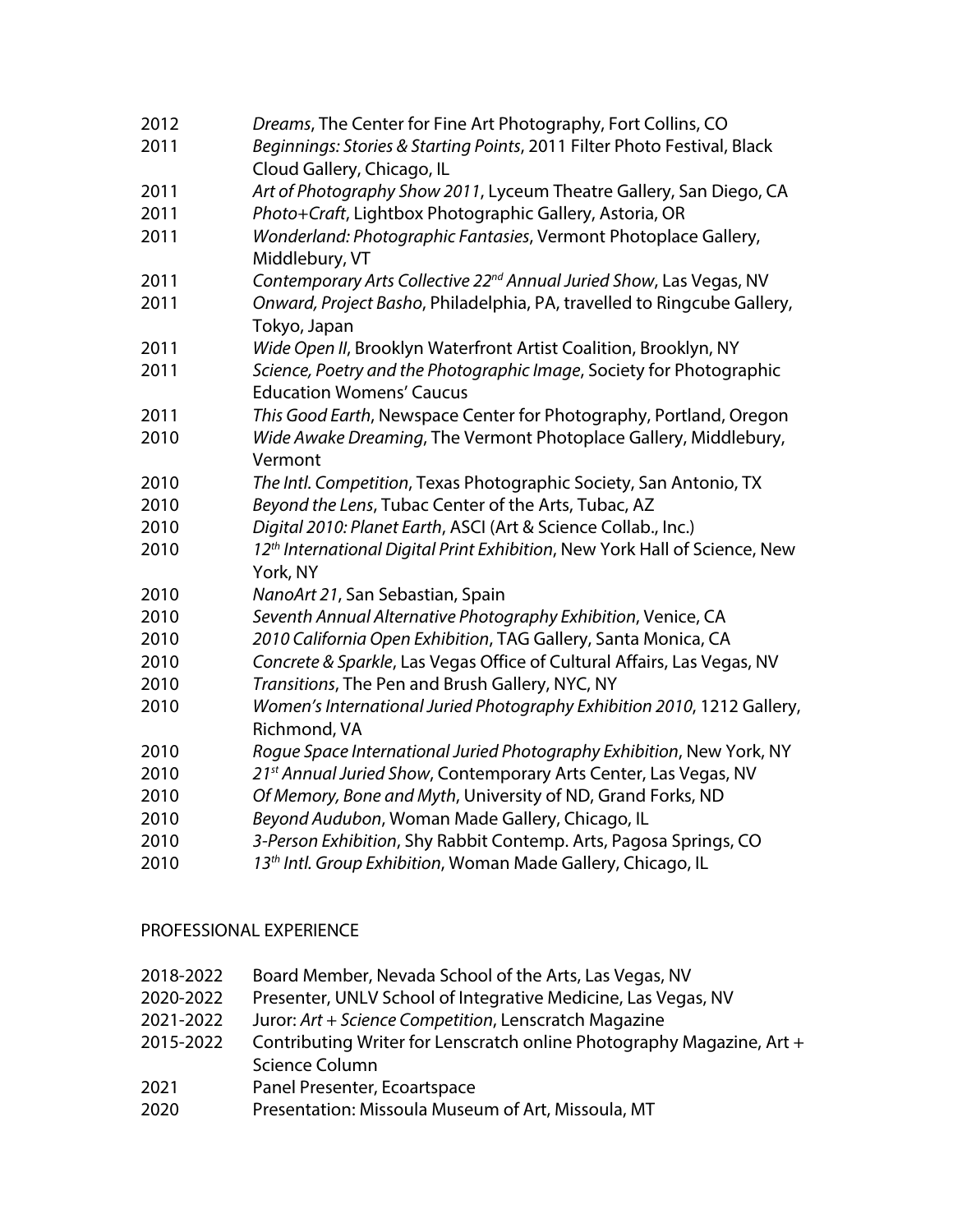2012 *Dreams*, The Center for Fine Art Photography, Fort Collins, CO
2011 *Beginnings: Stories & Starting Points*, 2011 Filter Photo Festival, Black Cloud Gallery, Chicago, IL
2011 *Art of Photography Show 2011*, Lyceum Theatre Gallery, San Diego, CA
2011 *Photo+Craft*, Lightbox Photographic Gallery, Astoria, OR
2011 *Wonderland: Photographic Fantasies*, Vermont Photoplace Gallery, Middlebury, VT
2011 *Contemporary Arts Collective 22nd Annual Juried Show*, Las Vegas, NV
2011 *Onward, Project Basho*, Philadelphia, PA, travelled to Ringcube Gallery, Tokyo, Japan
2011 *Wide Open II*, Brooklyn Waterfront Artist Coalition, Brooklyn, NY
2011 *Science, Poetry and the Photographic Image*, Society for Photographic Education Womens' Caucus
2011 *This Good Earth*, Newspace Center for Photography, Portland, Oregon
2010 *Wide Awake Dreaming*, The Vermont Photoplace Gallery, Middlebury, Vermont
2010 *The Intl. Competition*, Texas Photographic Society, San Antonio, TX
2010 *Beyond the Lens*, Tubac Center of the Arts, Tubac, AZ
2010 *Digital 2010: Planet Earth*, ASCI (Art & Science Collab., Inc.)
2010 *12th International Digital Print Exhibition*, New York Hall of Science, New York, NY
2010 *NanoArt 21*, San Sebastian, Spain
2010 *Seventh Annual Alternative Photography Exhibition*, Venice, CA
2010 *2010 California Open Exhibition*, TAG Gallery, Santa Monica, CA
2010 *Concrete & Sparkle*, Las Vegas Office of Cultural Affairs, Las Vegas, NV
2010 *Transitions*, The Pen and Brush Gallery, NYC, NY
2010 *Women's International Juried Photography Exhibition 2010*, 1212 Gallery, Richmond, VA
2010 *Rogue Space International Juried Photography Exhibition*, New York, NY
2010 *21st Annual Juried Show*, Contemporary Arts Center, Las Vegas, NV
2010 *Of Memory, Bone and Myth*, University of ND, Grand Forks, ND
2010 *Beyond Audubon*, Woman Made Gallery, Chicago, IL
2010 *3-Person Exhibition*, Shy Rabbit Contemp. Arts, Pagosa Springs, CO
2010 *13th Intl. Group Exhibition*, Woman Made Gallery, Chicago, IL

## PROFESSIONAL EXPERIENCE

2018-2022 Board Member, Nevada School of the Arts, Las Vegas, NV
2020-2022 Presenter, UNLV School of Integrative Medicine, Las Vegas, NV
2021-2022 Juror: *Art + Science Competition*, Lenscratch Magazine
2015-2022 Contributing Writer for Lenscratch online Photography Magazine, Art + Science Column
2021 Panel Presenter, Ecoartspace
2020 Presentation: Missoula Museum of Art, Missoula, MT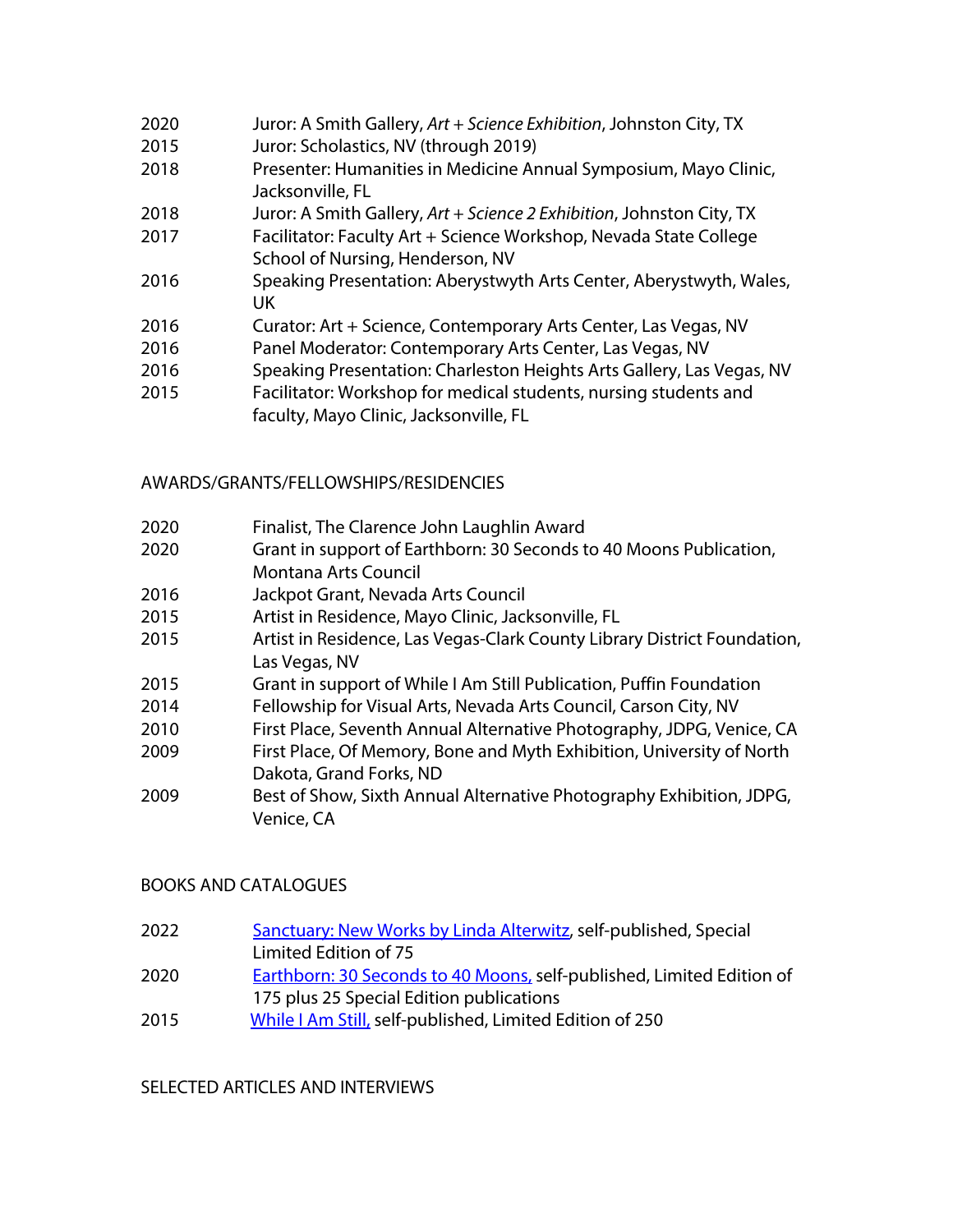2020 Juror: A Smith Gallery, *Art + Science Exhibition*, Johnston City, TX
2015 Juror: Scholastics, NV (through 2019)
2018 Presenter: Humanities in Medicine Annual Symposium, Mayo Clinic, Jacksonville, FL
2018 Juror: A Smith Gallery, *Art + Science 2 Exhibition*, Johnston City, TX
2017 Facilitator: Faculty Art + Science Workshop, Nevada State College School of Nursing, Henderson, NV
2016 Speaking Presentation: Aberystwyth Arts Center, Aberystwyth, Wales, UK
2016 Curator: Art + Science, Contemporary Arts Center, Las Vegas, NV
2016 Panel Moderator: Contemporary Arts Center, Las Vegas, NV
2016 Speaking Presentation: Charleston Heights Arts Gallery, Las Vegas, NV
2015 Facilitator: Workshop for medical students, nursing students and faculty, Mayo Clinic, Jacksonville, FL

## AWARDS/GRANTS/FELLOWSHIPS/RESIDENCIES

2020 Finalist, The Clarence John Laughlin Award
2020 Grant in support of Earthborn: 30 Seconds to 40 Moons Publication, Montana Arts Council
2016 Jackpot Grant, Nevada Arts Council
2015 Artist in Residence, Mayo Clinic, Jacksonville, FL
2015 Artist in Residence, Las Vegas-Clark County Library District Foundation, Las Vegas, NV
2015 Grant in support of While I Am Still Publication, Puffin Foundation
2014 Fellowship for Visual Arts, Nevada Arts Council, Carson City, NV
2010 First Place, Seventh Annual Alternative Photography, JDPG, Venice, CA
2009 First Place, Of Memory, Bone and Myth Exhibition, University of North Dakota, Grand Forks, ND
2009 Best of Show, Sixth Annual Alternative Photography Exhibition, JDPG, Venice, CA

## BOOKS AND CATALOGUES

2022 Sanctuary: New Works by Linda Alterwitz, self-published, Special Limited Edition of 75
2020 Earthborn: 30 Seconds to 40 Moons, self-published, Limited Edition of 175 plus 25 Special Edition publications
2015 While I Am Still, self-published, Limited Edition of 250

## SELECTED ARTICLES AND INTERVIEWS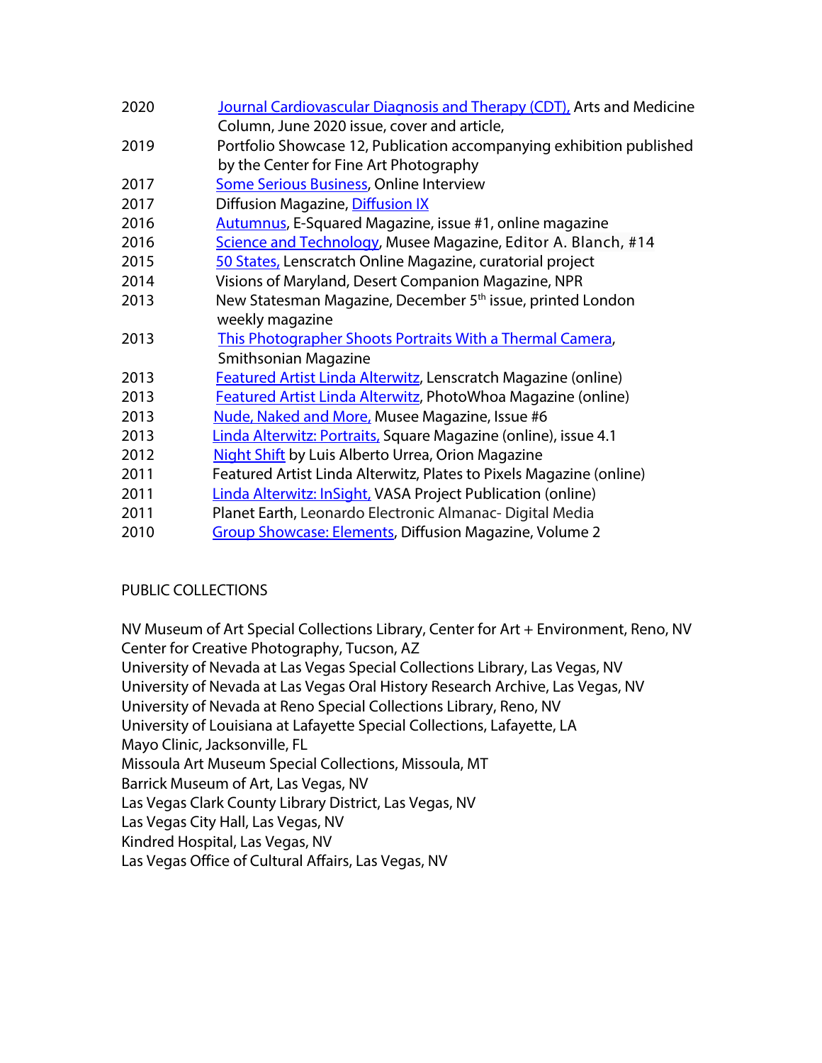2020 Journal Cardiovascular Diagnosis and Therapy (CDT), Arts and Medicine Column, June 2020 issue, cover and article,

2019 Portfolio Showcase 12, Publication accompanying exhibition published by the Center for Fine Art Photography

2017 Some Serious Business, Online Interview

2017 Diffusion Magazine, Diffusion IX

2016 Autumnus, E-Squared Magazine, issue #1, online magazine

2016 Science and Technology, Musee Magazine, Editor A. Blanch, #14

2015 50 States, Lenscratch Online Magazine, curatorial project

2014 Visions of Maryland, Desert Companion Magazine, NPR

2013 New Statesman Magazine, December 5th issue, printed London weekly magazine

2013 This Photographer Shoots Portraits With a Thermal Camera, Smithsonian Magazine

2013 Featured Artist Linda Alterwitz, Lenscratch Magazine (online)

2013 Featured Artist Linda Alterwitz, PhotoWhoa Magazine (online)

2013 Nude, Naked and More, Musee Magazine, Issue #6

2013 Linda Alterwitz: Portraits, Square Magazine (online), issue 4.1

2012 Night Shift by Luis Alberto Urrea, Orion Magazine

2011 Featured Artist Linda Alterwitz, Plates to Pixels Magazine (online)

2011 Linda Alterwitz: InSight, VASA Project Publication (online)

2011 Planet Earth, Leonardo Electronic Almanac- Digital Media

2010 Group Showcase: Elements, Diffusion Magazine, Volume 2

## PUBLIC COLLECTIONS

NV Museum of Art Special Collections Library, Center for Art + Environment, Reno, NV
Center for Creative Photography, Tucson, AZ
University of Nevada at Las Vegas Special Collections Library, Las Vegas, NV
University of Nevada at Las Vegas Oral History Research Archive, Las Vegas, NV
University of Nevada at Reno Special Collections Library, Reno, NV
University of Louisiana at Lafayette Special Collections, Lafayette, LA
Mayo Clinic, Jacksonville, FL
Missoula Art Museum Special Collections, Missoula, MT
Barrick Museum of Art, Las Vegas, NV
Las Vegas Clark County Library District, Las Vegas, NV
Las Vegas City Hall, Las Vegas, NV
Kindred Hospital, Las Vegas, NV
Las Vegas Office of Cultural Affairs, Las Vegas, NV